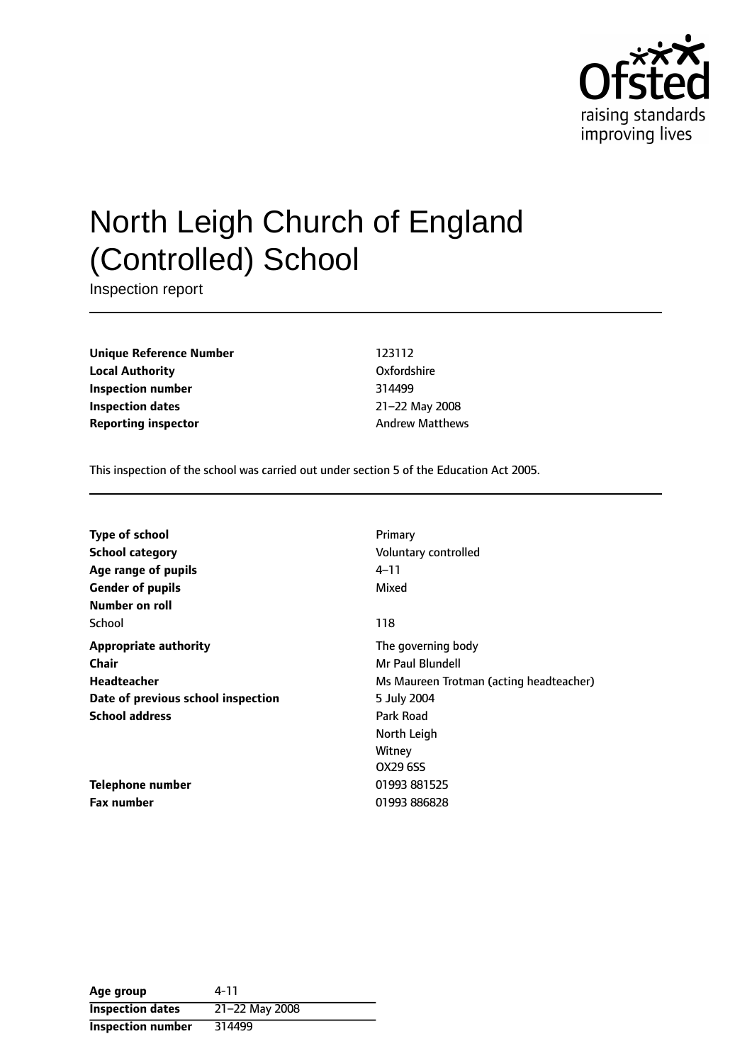# North Leigh Church of England (Controlled) School

Inspection report

| | |
|---|---|
| **Unique Reference Number** | 123112 |
| **Local Authority** | Oxfordshire |
| **Inspection number** | 314499 |
| **Inspection dates** | 21–22 May 2008 |
| **Reporting inspector** | Andrew Matthews |

This inspection of the school was carried out under section 5 of the Education Act 2005.

| | |
|---|---|
| **Type of school** | Primary |
| **School category** | Voluntary controlled |
| **Age range of pupils** | 4–11 |
| **Gender of pupils** | Mixed |
| **Number on roll** | |
| School | 118 |
| **Appropriate authority** | The governing body |
| **Chair** | Mr Paul Blundell |
| **Headteacher** | Ms Maureen Trotman (acting headteacher) |
| **Date of previous school inspection** | 5 July 2004 |
| **School address** | Park Road<br>North Leigh<br>Witney<br>OX29 6SS |
| **Telephone number** | 01993 881525 |
| **Fax number** | 01993 886828 |

| | |
|---|---|
| **Age group** | 4-11 |
| **Inspection dates** | 21–22 May 2008 |
| **Inspection number** | 314499 |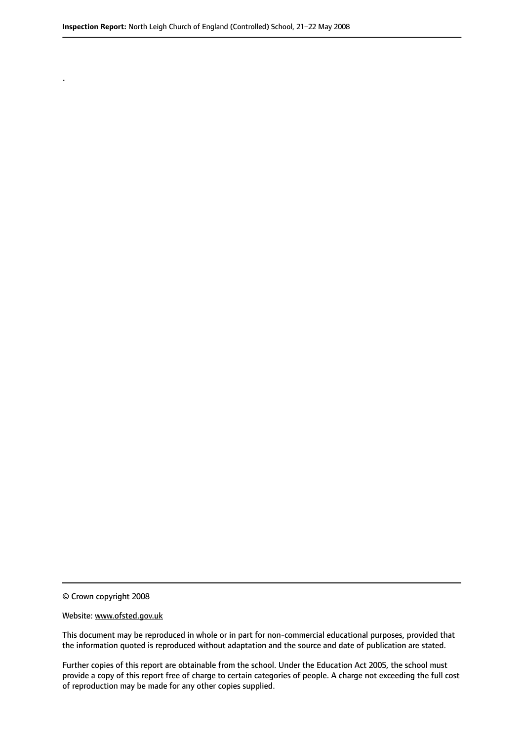.

© Crown copyright 2008

Website: www.ofsted.gov.uk

This document may be reproduced in whole or in part for non-commercial educational purposes, provided that the information quoted is reproduced without adaptation and the source and date of publication are stated.

Further copies of this report are obtainable from the school. Under the Education Act 2005, the school must provide a copy of this report free of charge to certain categories of people. A charge not exceeding the full cost of reproduction may be made for any other copies supplied.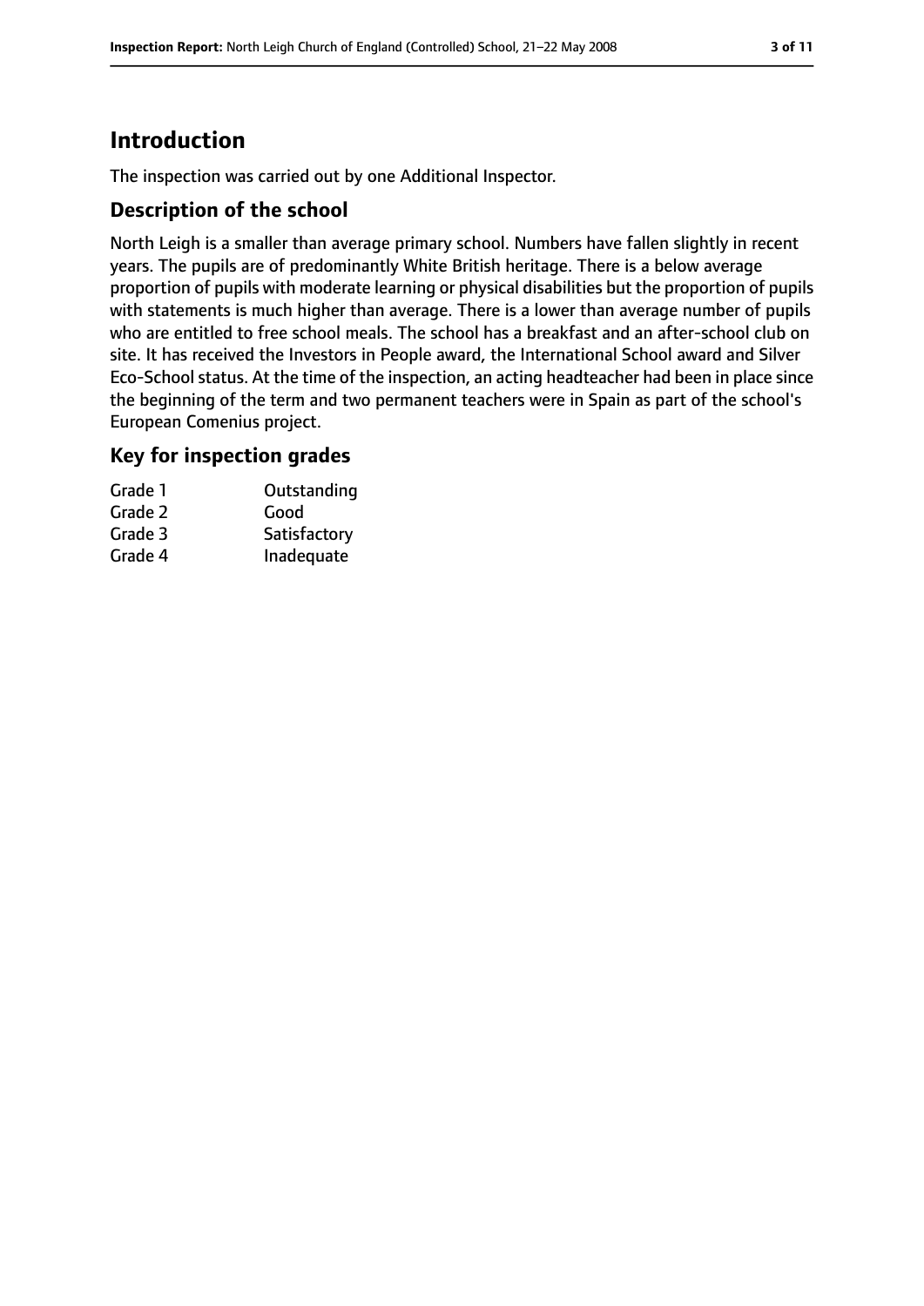# Introduction

The inspection was carried out by one Additional Inspector.

## Description of the school

North Leigh is a smaller than average primary school. Numbers have fallen slightly in recent years. The pupils are of predominantly White British heritage. There is a below average proportion of pupils with moderate learning or physical disabilities but the proportion of pupils with statements is much higher than average. There is a lower than average number of pupils who are entitled to free school meals. The school has a breakfast and an after-school club on site. It has received the Investors in People award, the International School award and Silver Eco-School status. At the time of the inspection, an acting headteacher had been in place since the beginning of the term and two permanent teachers were in Spain as part of the school's European Comenius project.

## Key for inspection grades

| | |
|---|---|
| Grade 1 | Outstanding |
| Grade 2 | Good |
| Grade 3 | Satisfactory |
| Grade 4 | Inadequate |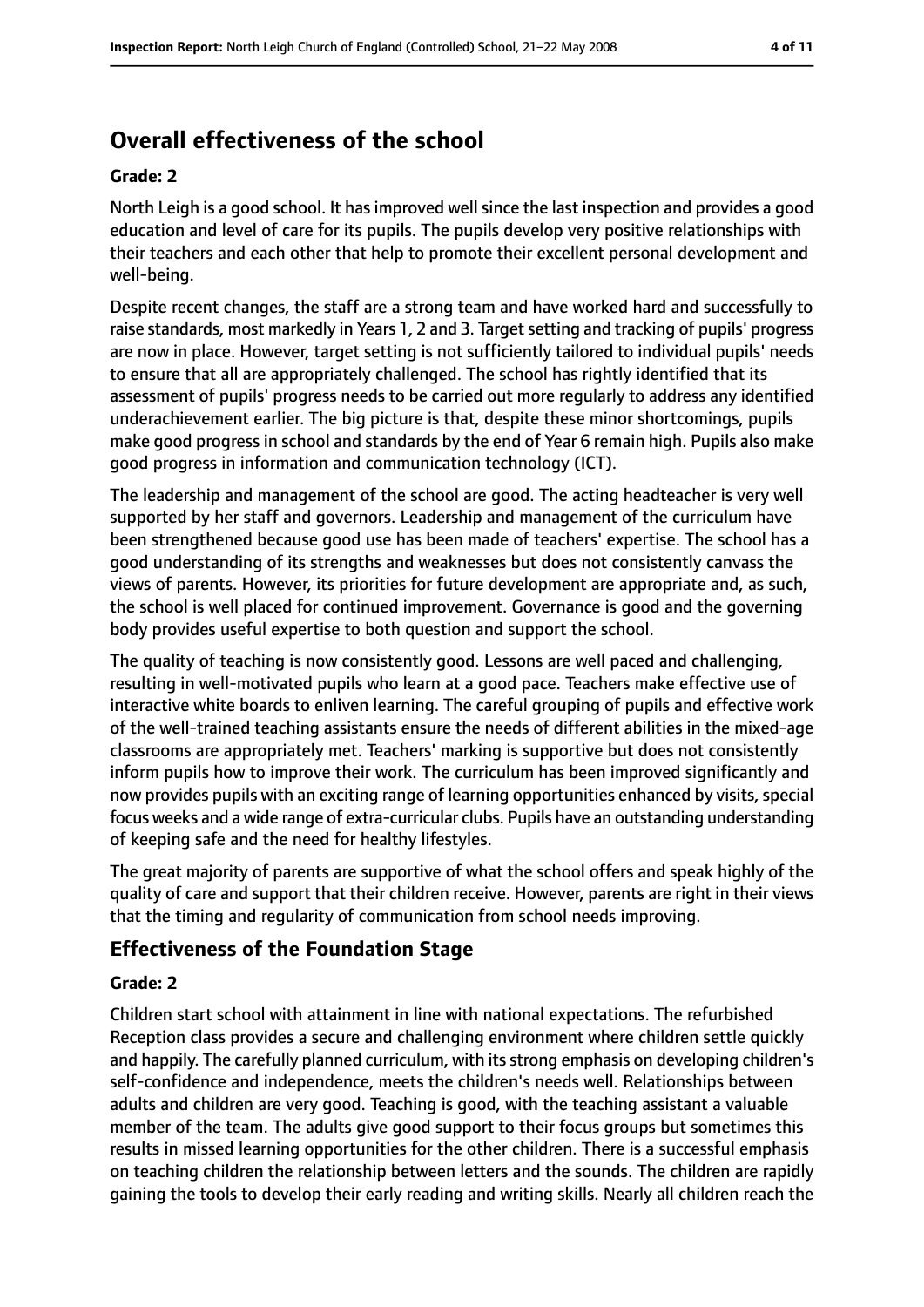## Overall effectiveness of the school

### Grade: 2

North Leigh is a good school. It has improved well since the last inspection and provides a good education and level of care for its pupils. The pupils develop very positive relationships with their teachers and each other that help to promote their excellent personal development and well-being.

Despite recent changes, the staff are a strong team and have worked hard and successfully to raise standards, most markedly in Years 1, 2 and 3. Target setting and tracking of pupils' progress are now in place. However, target setting is not sufficiently tailored to individual pupils' needs to ensure that all are appropriately challenged. The school has rightly identified that its assessment of pupils' progress needs to be carried out more regularly to address any identified underachievement earlier. The big picture is that, despite these minor shortcomings, pupils make good progress in school and standards by the end of Year 6 remain high. Pupils also make good progress in information and communication technology (ICT).

The leadership and management of the school are good. The acting headteacher is very well supported by her staff and governors. Leadership and management of the curriculum have been strengthened because good use has been made of teachers' expertise. The school has a good understanding of its strengths and weaknesses but does not consistently canvass the views of parents. However, its priorities for future development are appropriate and, as such, the school is well placed for continued improvement. Governance is good and the governing body provides useful expertise to both question and support the school.

The quality of teaching is now consistently good. Lessons are well paced and challenging, resulting in well-motivated pupils who learn at a good pace. Teachers make effective use of interactive white boards to enliven learning. The careful grouping of pupils and effective work of the well-trained teaching assistants ensure the needs of different abilities in the mixed-age classrooms are appropriately met. Teachers' marking is supportive but does not consistently inform pupils how to improve their work. The curriculum has been improved significantly and now provides pupils with an exciting range of learning opportunities enhanced by visits, special focus weeks and a wide range of extra-curricular clubs. Pupils have an outstanding understanding of keeping safe and the need for healthy lifestyles.

The great majority of parents are supportive of what the school offers and speak highly of the quality of care and support that their children receive. However, parents are right in their views that the timing and regularity of communication from school needs improving.

## Effectiveness of the Foundation Stage

### Grade: 2

Children start school with attainment in line with national expectations. The refurbished Reception class provides a secure and challenging environment where children settle quickly and happily. The carefully planned curriculum, with its strong emphasis on developing children's self-confidence and independence, meets the children's needs well. Relationships between adults and children are very good. Teaching is good, with the teaching assistant a valuable member of the team. The adults give good support to their focus groups but sometimes this results in missed learning opportunities for the other children. There is a successful emphasis on teaching children the relationship between letters and the sounds. The children are rapidly gaining the tools to develop their early reading and writing skills. Nearly all children reach the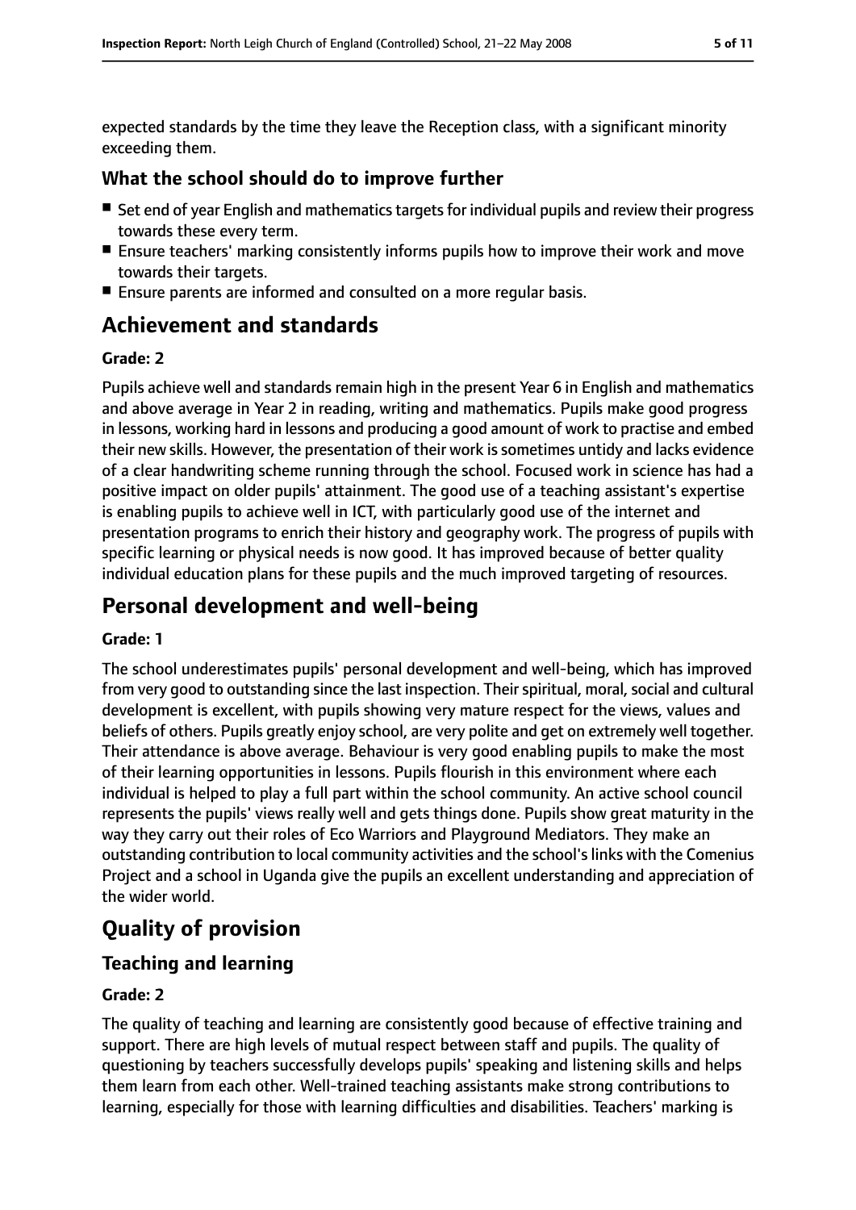expected standards by the time they leave the Reception class, with a significant minority exceeding them.

### What the school should do to improve further

- Set end of year English and mathematics targets for individual pupils and review their progress towards these every term.
- Ensure teachers' marking consistently informs pupils how to improve their work and move towards their targets.
- Ensure parents are informed and consulted on a more regular basis.

## Achievement and standards

#### Grade: 2

Pupils achieve well and standards remain high in the present Year 6 in English and mathematics and above average in Year 2 in reading, writing and mathematics. Pupils make good progress in lessons, working hard in lessons and producing a good amount of work to practise and embed their new skills. However, the presentation of their work is sometimes untidy and lacks evidence of a clear handwriting scheme running through the school. Focused work in science has had a positive impact on older pupils' attainment. The good use of a teaching assistant's expertise is enabling pupils to achieve well in ICT, with particularly good use of the internet and presentation programs to enrich their history and geography work. The progress of pupils with specific learning or physical needs is now good. It has improved because of better quality individual education plans for these pupils and the much improved targeting of resources.

## Personal development and well-being

#### Grade: 1

The school underestimates pupils' personal development and well-being, which has improved from very good to outstanding since the last inspection. Their spiritual, moral, social and cultural development is excellent, with pupils showing very mature respect for the views, values and beliefs of others. Pupils greatly enjoy school, are very polite and get on extremely well together. Their attendance is above average. Behaviour is very good enabling pupils to make the most of their learning opportunities in lessons. Pupils flourish in this environment where each individual is helped to play a full part within the school community. An active school council represents the pupils' views really well and gets things done. Pupils show great maturity in the way they carry out their roles of Eco Warriors and Playground Mediators. They make an outstanding contribution to local community activities and the school's links with the Comenius Project and a school in Uganda give the pupils an excellent understanding and appreciation of the wider world.

# Quality of provision

### Teaching and learning

#### Grade: 2

The quality of teaching and learning are consistently good because of effective training and support. There are high levels of mutual respect between staff and pupils. The quality of questioning by teachers successfully develops pupils' speaking and listening skills and helps them learn from each other. Well-trained teaching assistants make strong contributions to learning, especially for those with learning difficulties and disabilities. Teachers' marking is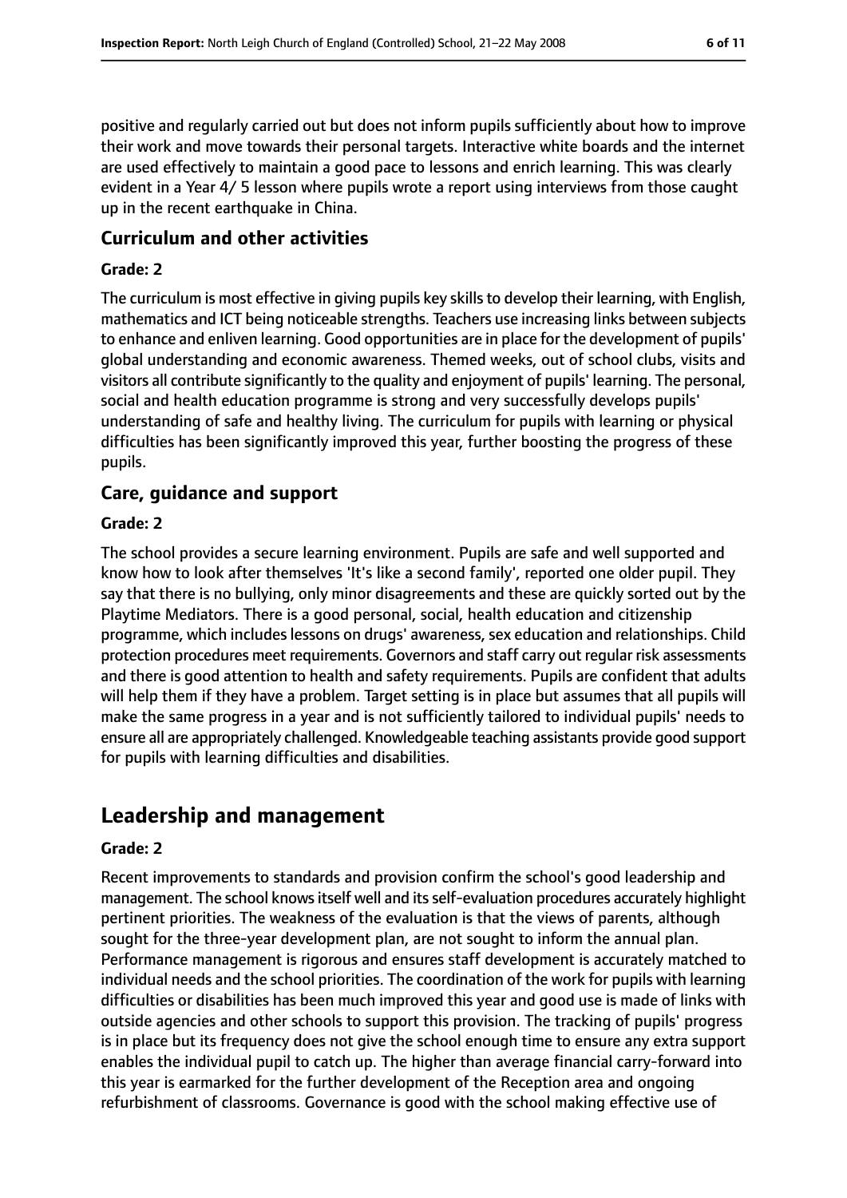positive and regularly carried out but does not inform pupils sufficiently about how to improve their work and move towards their personal targets. Interactive white boards and the internet are used effectively to maintain a good pace to lessons and enrich learning. This was clearly evident in a Year 4/ 5 lesson where pupils wrote a report using interviews from those caught up in the recent earthquake in China.

### Curriculum and other activities

#### Grade: 2

The curriculum is most effective in giving pupils key skills to develop their learning, with English, mathematics and ICT being noticeable strengths. Teachers use increasing links between subjects to enhance and enliven learning. Good opportunities are in place for the development of pupils' global understanding and economic awareness. Themed weeks, out of school clubs, visits and visitors all contribute significantly to the quality and enjoyment of pupils' learning. The personal, social and health education programme is strong and very successfully develops pupils' understanding of safe and healthy living. The curriculum for pupils with learning or physical difficulties has been significantly improved this year, further boosting the progress of these pupils.

### Care, guidance and support

#### Grade: 2

The school provides a secure learning environment. Pupils are safe and well supported and know how to look after themselves 'It's like a second family', reported one older pupil. They say that there is no bullying, only minor disagreements and these are quickly sorted out by the Playtime Mediators. There is a good personal, social, health education and citizenship programme, which includes lessons on drugs' awareness, sex education and relationships. Child protection procedures meet requirements. Governors and staff carry out regular risk assessments and there is good attention to health and safety requirements. Pupils are confident that adults will help them if they have a problem. Target setting is in place but assumes that all pupils will make the same progress in a year and is not sufficiently tailored to individual pupils' needs to ensure all are appropriately challenged. Knowledgeable teaching assistants provide good support for pupils with learning difficulties and disabilities.

## Leadership and management

#### Grade: 2

Recent improvements to standards and provision confirm the school's good leadership and management. The school knows itself well and its self-evaluation procedures accurately highlight pertinent priorities. The weakness of the evaluation is that the views of parents, although sought for the three-year development plan, are not sought to inform the annual plan. Performance management is rigorous and ensures staff development is accurately matched to individual needs and the school priorities. The coordination of the work for pupils with learning difficulties or disabilities has been much improved this year and good use is made of links with outside agencies and other schools to support this provision. The tracking of pupils' progress is in place but its frequency does not give the school enough time to ensure any extra support enables the individual pupil to catch up. The higher than average financial carry-forward into this year is earmarked for the further development of the Reception area and ongoing refurbishment of classrooms. Governance is good with the school making effective use of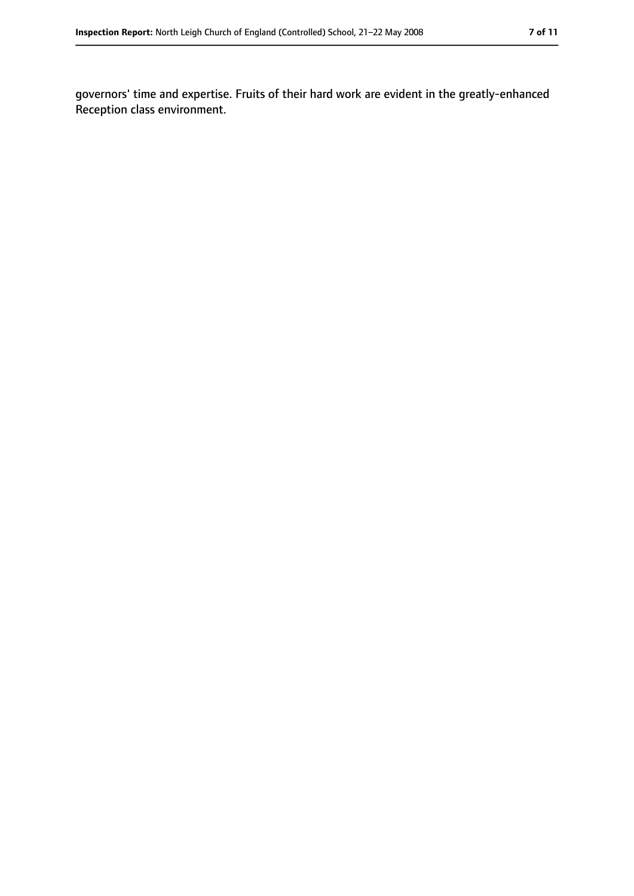governors' time and expertise. Fruits of their hard work are evident in the greatly-enhanced Reception class environment.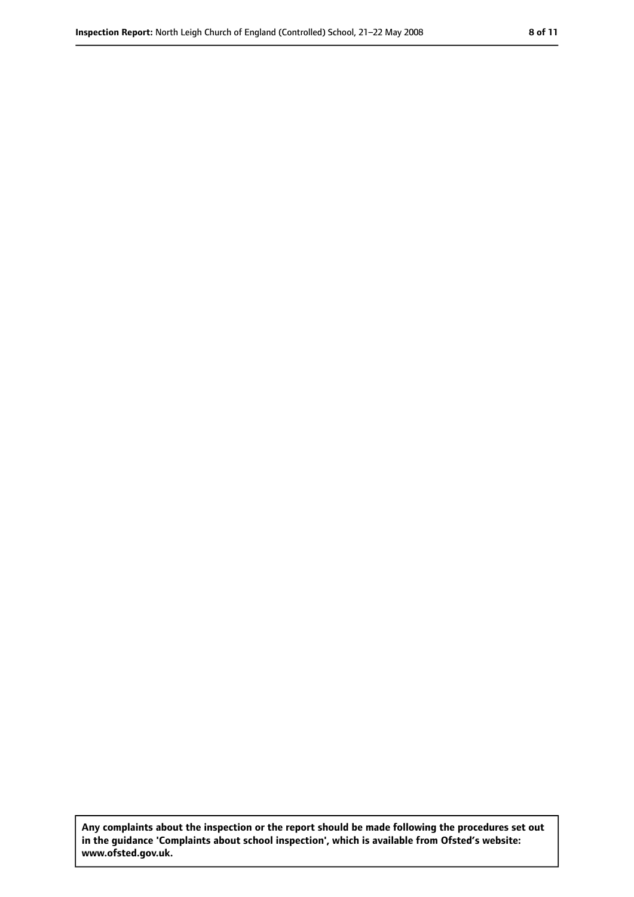**Any complaints about the inspection or the report should be made following the procedures set out in the guidance 'Complaints about school inspection', which is available from Ofsted's website: www.ofsted.gov.uk.**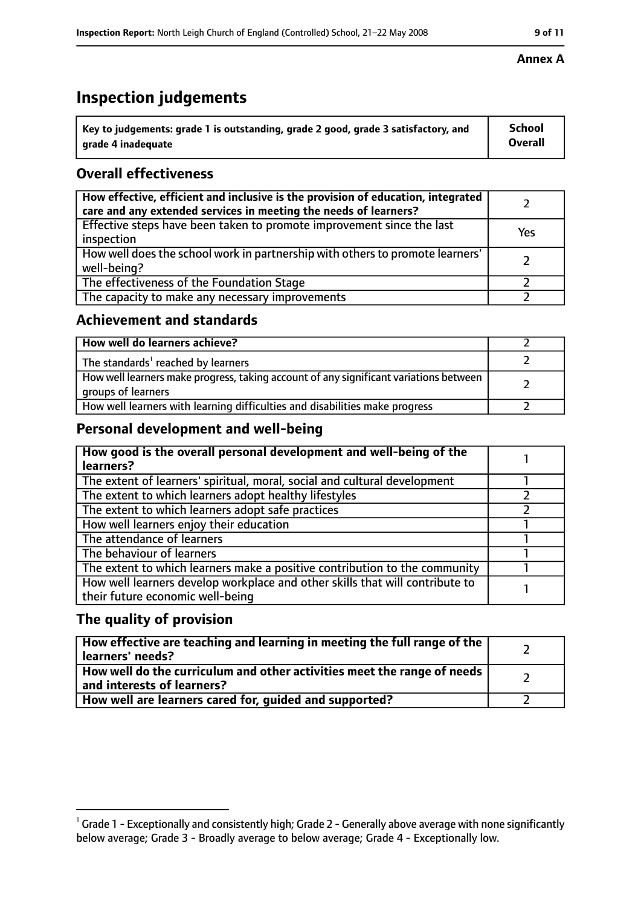**Annex A**

# Inspection judgements

| Key to judgements: grade 1 is outstanding, grade 2 good, grade 3 satisfactory, and grade 4 inadequate | School Overall |
|---|---|

## Overall effectiveness

| | |
|---|---|
| How effective, efficient and inclusive is the provision of education, integrated care and any extended services in meeting the needs of learners? | 2 |
| Effective steps have been taken to promote improvement since the last inspection | Yes |
| How well does the school work in partnership with others to promote learners' well-being? | 2 |
| The effectiveness of the Foundation Stage | 2 |
| The capacity to make any necessary improvements | 2 |

## Achievement and standards

| | |
|---|---|
| How well do learners achieve? | 2 |
| The standards[1] reached by learners | 2 |
| How well learners make progress, taking account of any significant variations between groups of learners | 2 |
| How well learners with learning difficulties and disabilities make progress | 2 |

## Personal development and well-being

| | |
|---|---|
| How good is the overall personal development and well-being of the learners? | 1 |
| The extent of learners' spiritual, moral, social and cultural development | 1 |
| The extent to which learners adopt healthy lifestyles | 2 |
| The extent to which learners adopt safe practices | 2 |
| How well learners enjoy their education | 1 |
| The attendance of learners | 1 |
| The behaviour of learners | 1 |
| The extent to which learners make a positive contribution to the community | 1 |
| How well learners develop workplace and other skills that will contribute to their future economic well-being | 1 |

## The quality of provision

| | |
|---|---|
| How effective are teaching and learning in meeting the full range of the learners' needs? | 2 |
| How well do the curriculum and other activities meet the range of needs and interests of learners? | 2 |
| How well are learners cared for, guided and supported? | 2 |

[1] Grade 1 - Exceptionally and consistently high; Grade 2 - Generally above average with none significantly below average; Grade 3 - Broadly average to below average; Grade 4 - Exceptionally low.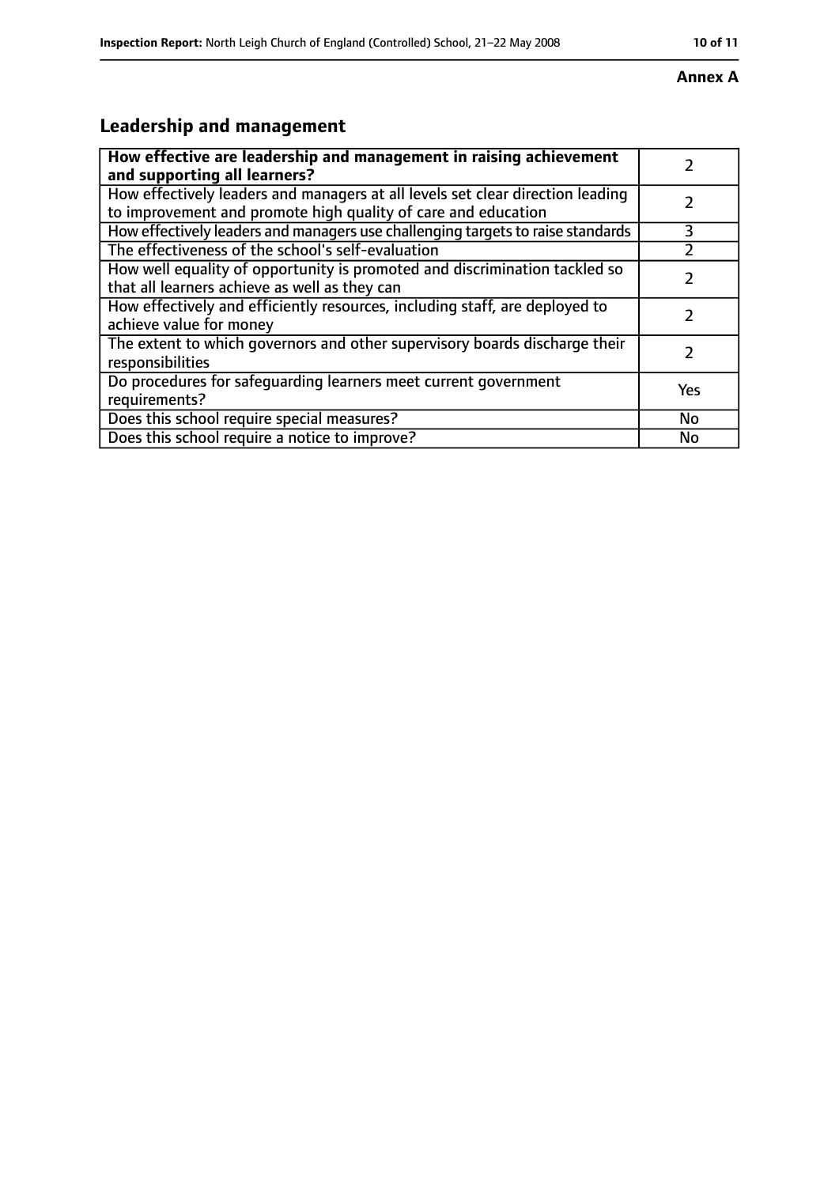**Annex A**

## Leadership and management

| **How effective are leadership and management in raising achievement and supporting all learners?** | 2 |
|---|---|
| How effectively leaders and managers at all levels set clear direction leading to improvement and promote high quality of care and education | 2 |
| How effectively leaders and managers use challenging targets to raise standards | 3 |
| The effectiveness of the school's self-evaluation | 2 |
| How well equality of opportunity is promoted and discrimination tackled so that all learners achieve as well as they can | 2 |
| How effectively and efficiently resources, including staff, are deployed to achieve value for money | 2 |
| The extent to which governors and other supervisory boards discharge their responsibilities | 2 |
| Do procedures for safeguarding learners meet current government requirements? | Yes |
| Does this school require special measures? | No |
| Does this school require a notice to improve? | No |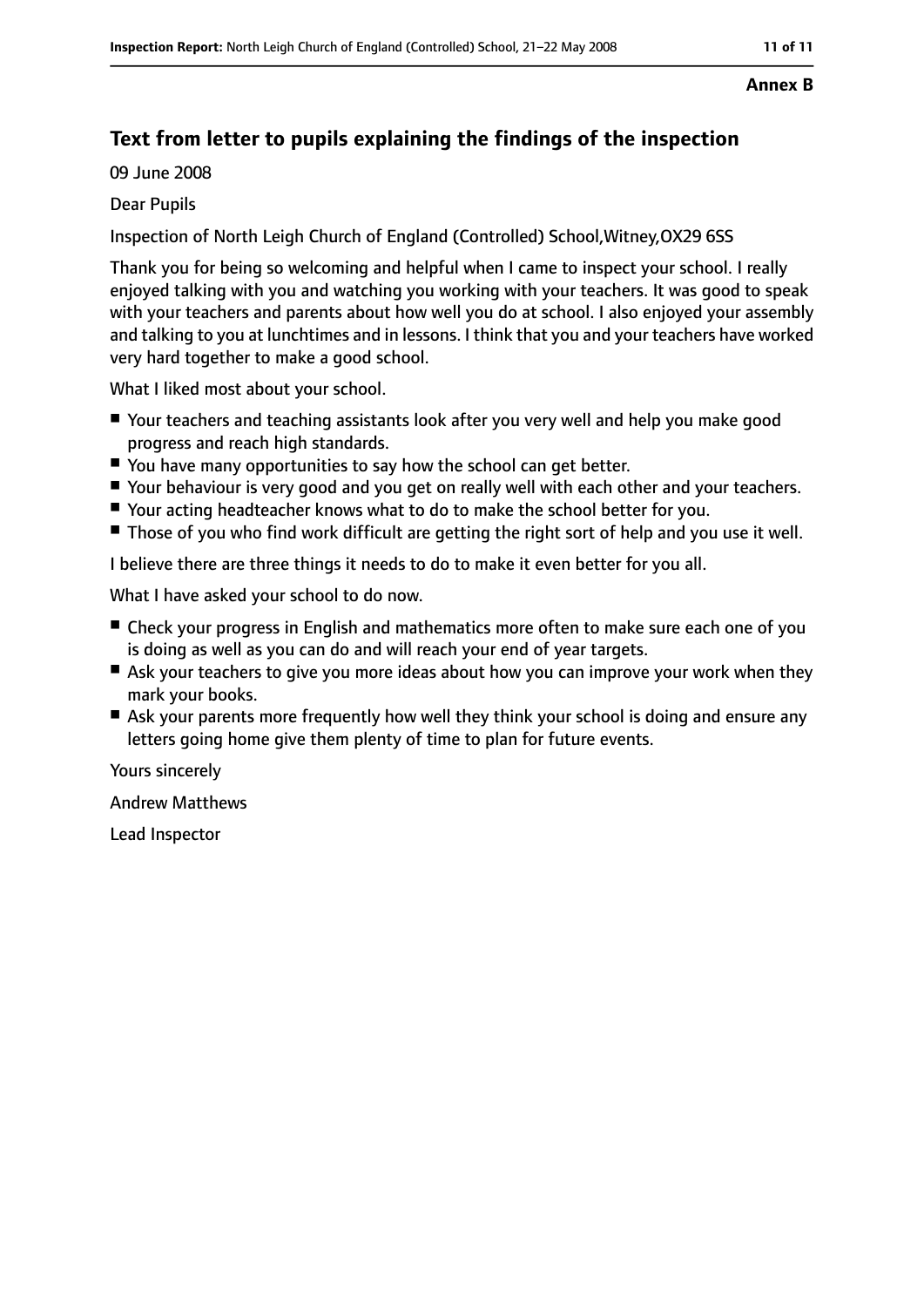Annex B

## Text from letter to pupils explaining the findings of the inspection

09 June 2008

Dear Pupils

Inspection of North Leigh Church of England (Controlled) School,Witney,OX29 6SS

Thank you for being so welcoming and helpful when I came to inspect your school. I really enjoyed talking with you and watching you working with your teachers. It was good to speak with your teachers and parents about how well you do at school. I also enjoyed your assembly and talking to you at lunchtimes and in lessons. I think that you and your teachers have worked very hard together to make a good school.

What I liked most about your school.

- Your teachers and teaching assistants look after you very well and help you make good progress and reach high standards.
- You have many opportunities to say how the school can get better.
- Your behaviour is very good and you get on really well with each other and your teachers.
- Your acting headteacher knows what to do to make the school better for you.
- Those of you who find work difficult are getting the right sort of help and you use it well.

I believe there are three things it needs to do to make it even better for you all.

What I have asked your school to do now.

- Check your progress in English and mathematics more often to make sure each one of you is doing as well as you can do and will reach your end of year targets.
- Ask your teachers to give you more ideas about how you can improve your work when they mark your books.
- Ask your parents more frequently how well they think your school is doing and ensure any letters going home give them plenty of time to plan for future events.

Yours sincerely

Andrew Matthews

Lead Inspector